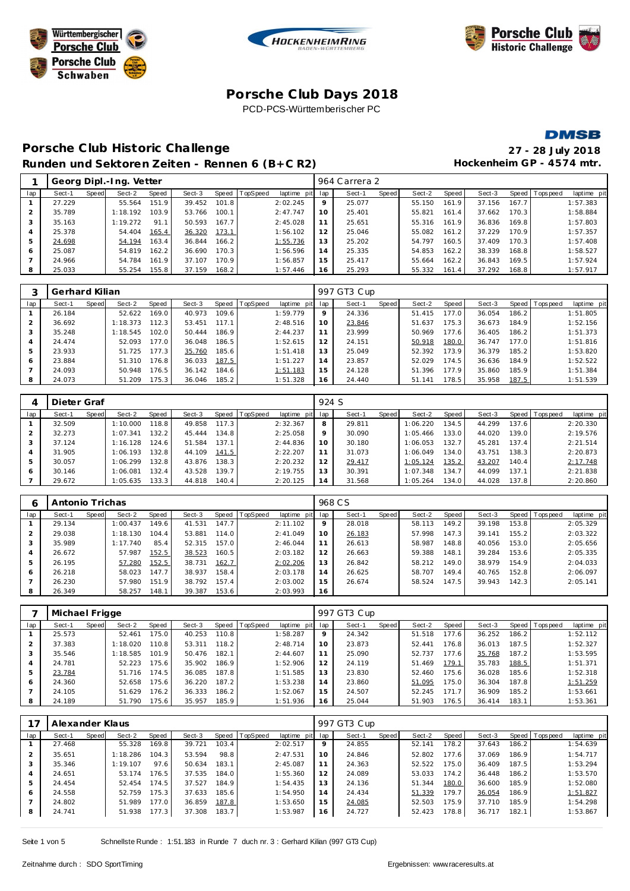# Porsche Club Days 2018

PCD-PCS-Württemberischer PC

## Porsche Club Historic Challenge

**Runden und Sektoren Zeiten - Rennen 6 (B+C R2)**

**27 - 28 July 2018**

**Hockenheim GP - 4574 mtr.**

### 1 Georg Dipl.-Ing. Vetter — 964 Carrera 2

| lap | Sect-1 | Speed | Sect-2 | Speed | Sect-3 | Speed | TopSpeed | laptime pit | lap | Sect-1 | Speed | Sect-2 | Speed | Sect-3 | Speed | Topspeed | laptime pit |
|---|---|---|---|---|---|---|---|---|---|---|---|---|---|---|---|---|---|
| 1 | 27.229 | | 55.564 | 151.9 | 39.452 | 101.8 | | 2:02.245 | 9 | 25.077 | | 55.150 | 161.9 | 37.156 | 167.7 | | 1:57.383 |
| 2 | 35.789 | | 1:18.192 | 103.9 | 53.766 | 100.1 | | 2:47.747 | 10 | 25.401 | | 55.821 | 161.4 | 37.662 | 170.3 | | 1:58.884 |
| 3 | 35.163 | | 1:19.272 | 91.1 | 50.593 | 167.7 | | 2:45.028 | 11 | 25.651 | | 55.316 | 161.9 | 36.836 | 169.8 | | 1:57.803 |
| 4 | 25.378 | | 54.404 | 165.4 | 36.320 | 173.1 | | 1:56.102 | 12 | 25.046 | | 55.082 | 161.2 | 37.229 | 170.9 | | 1:57.357 |
| 5 | 24.698 | | 54.194 | 163.4 | 36.844 | 166.2 | | 1:55.736 | 13 | 25.202 | | 54.797 | 160.5 | 37.409 | 170.3 | | 1:57.408 |
| 6 | 25.087 | | 54.819 | 162.2 | 36.690 | 170.3 | | 1:56.596 | 14 | 25.335 | | 54.853 | 162.2 | 38.339 | 168.8 | | 1:58.527 |
| 7 | 24.966 | | 54.784 | 161.9 | 37.107 | 170.9 | | 1:56.857 | 15 | 25.417 | | 55.664 | 162.2 | 36.843 | 169.5 | | 1:57.924 |
| 8 | 25.033 | | 55.254 | 155.8 | 37.159 | 168.2 | | 1:57.446 | 16 | 25.293 | | 55.332 | 161.4 | 37.292 | 168.8 | | 1:57.917 |

### 3 Gerhard Kilian — 997 GT3 Cup

| lap | Sect-1 | Speed | Sect-2 | Speed | Sect-3 | Speed | TopSpeed | laptime pit | lap | Sect-1 | Speed | Sect-2 | Speed | Sect-3 | Speed | Topspeed | laptime pit |
|---|---|---|---|---|---|---|---|---|---|---|---|---|---|---|---|---|---|
| 1 | 26.184 | | 52.622 | 169.0 | 40.973 | 109.6 | | 1:59.779 | 9 | 24.336 | | 51.415 | 177.0 | 36.054 | 186.2 | | 1:51.805 |
| 2 | 36.692 | | 1:18.373 | 112.3 | 53.451 | 117.1 | | 2:48.516 | 10 | 23.846 | | 51.637 | 175.3 | 36.673 | 184.9 | | 1:52.156 |
| 3 | 35.248 | | 1:18.545 | 102.0 | 50.444 | 186.9 | | 2:44.237 | 11 | 23.999 | | 50.969 | 177.6 | 36.405 | 186.2 | | 1:51.373 |
| 4 | 24.474 | | 52.093 | 177.0 | 36.048 | 186.5 | | 1:52.615 | 12 | 24.151 | | 50.918 | 180.0 | 36.747 | 177.0 | | 1:51.816 |
| 5 | 23.933 | | 51.725 | 177.3 | 35.760 | 185.6 | | 1:51.418 | 13 | 25.049 | | 52.392 | 173.9 | 36.379 | 185.2 | | 1:53.820 |
| 6 | 23.884 | | 51.310 | 176.8 | 36.033 | 187.5 | | 1:51.227 | 14 | 23.857 | | 52.029 | 174.5 | 36.636 | 184.9 | | 1:52.522 |
| 7 | 24.093 | | 50.948 | 176.5 | 36.142 | 184.6 | | 1:51.183 | 15 | 24.128 | | 51.396 | 177.9 | 35.860 | 185.9 | | 1:51.384 |
| 8 | 24.073 | | 51.209 | 175.3 | 36.046 | 185.2 | | 1:51.328 | 16 | 24.440 | | 51.141 | 178.5 | 35.958 | 187.5 | | 1:51.539 |

### 4 Dieter Graf — 924 S

| lap | Sect-1 | Speed | Sect-2 | Speed | Sect-3 | Speed | TopSpeed | laptime pit | lap | Sect-1 | Speed | Sect-2 | Speed | Sect-3 | Speed | Topspeed | laptime pit |
|---|---|---|---|---|---|---|---|---|---|---|---|---|---|---|---|---|---|
| 1 | 32.509 | | 1:10.000 | 118.8 | 49.858 | 117.3 | | 2:32.367 | 8 | 29.811 | | 1:06.220 | 134.5 | 44.299 | 137.6 | | 2:20.330 |
| 2 | 32.273 | | 1:07.341 | 132.2 | 45.444 | 134.8 | | 2:25.058 | 9 | 30.090 | | 1:05.466 | 133.0 | 44.020 | 139.0 | | 2:19.576 |
| 3 | 37.124 | | 1:16.128 | 124.6 | 51.584 | 137.1 | | 2:44.836 | 10 | 30.180 | | 1:06.053 | 132.7 | 45.281 | 137.4 | | 2:21.514 |
| 4 | 31.905 | | 1:06.193 | 132.8 | 44.109 | 141.5 | | 2:22.207 | 11 | 31.073 | | 1:06.049 | 134.0 | 43.751 | 138.3 | | 2:20.873 |
| 5 | 30.057 | | 1:06.299 | 132.8 | 43.876 | 138.3 | | 2:20.232 | 12 | 29.417 | | 1:05.124 | 135.2 | 43.207 | 140.4 | | 2:17.748 |
| 6 | 30.146 | | 1:06.081 | 132.4 | 43.528 | 139.7 | | 2:19.755 | 13 | 30.391 | | 1:07.348 | 134.7 | 44.099 | 137.1 | | 2:21.838 |
| 7 | 29.672 | | 1:05.635 | 133.3 | 44.818 | 140.4 | | 2:20.125 | 14 | 31.568 | | 1:05.264 | 134.0 | 44.028 | 137.8 | | 2:20.860 |

### 6 Antonio Trichas — 968 CS

| lap | Sect-1 | Speed | Sect-2 | Speed | Sect-3 | Speed | TopSpeed | laptime pit | lap | Sect-1 | Speed | Sect-2 | Speed | Sect-3 | Speed | Topspeed | laptime pit |
|---|---|---|---|---|---|---|---|---|---|---|---|---|---|---|---|---|---|
| 1 | 29.134 | | 1:00.437 | 149.6 | 41.531 | 147.7 | | 2:11.102 | 9 | 28.018 | | 58.113 | 149.2 | 39.198 | 153.8 | | 2:05.329 |
| 2 | 29.038 | | 1:18.130 | 104.4 | 53.881 | 114.0 | | 2:41.049 | 10 | 26.183 | | 57.998 | 147.3 | 39.141 | 155.2 | | 2:03.322 |
| 3 | 35.989 | | 1:17.740 | 85.4 | 52.315 | 157.0 | | 2:46.044 | 11 | 26.613 | | 58.987 | 148.8 | 40.056 | 153.0 | | 2:05.656 |
| 4 | 26.672 | | 57.987 | 152.5 | 38.523 | 160.5 | | 2:03.182 | 12 | 26.663 | | 59.388 | 148.1 | 39.284 | 153.6 | | 2:05.335 |
| 5 | 26.195 | | 57.280 | 152.5 | 38.731 | 162.7 | | 2:02.206 | 13 | 26.842 | | 58.212 | 149.0 | 38.979 | 154.9 | | 2:04.033 |
| 6 | 26.218 | | 58.023 | 147.7 | 38.937 | 158.4 | | 2:03.178 | 14 | 26.625 | | 58.707 | 149.4 | 40.765 | 152.8 | | 2:06.097 |
| 7 | 26.230 | | 57.980 | 151.9 | 38.792 | 157.4 | | 2:03.002 | 15 | 26.674 | | 58.524 | 147.5 | 39.943 | 142.3 | | 2:05.141 |
| 8 | 26.349 | | 58.257 | 148.1 | 39.387 | 153.6 | | 2:03.993 | 16 | | | | | | | | |

### 7 Michael Frigge — 997 GT3 Cup

| lap | Sect-1 | Speed | Sect-2 | Speed | Sect-3 | Speed | TopSpeed | laptime pit | lap | Sect-1 | Speed | Sect-2 | Speed | Sect-3 | Speed | Topspeed | laptime pit |
|---|---|---|---|---|---|---|---|---|---|---|---|---|---|---|---|---|---|
| 1 | 25.573 | | 52.461 | 175.0 | 40.253 | 110.8 | | 1:58.287 | 9 | 24.342 | | 51.518 | 177.6 | 36.252 | 186.2 | | 1:52.112 |
| 2 | 37.383 | | 1:18.020 | 110.8 | 53.311 | 118.2 | | 2:48.714 | 10 | 23.873 | | 52.441 | 176.8 | 36.013 | 187.5 | | 1:52.327 |
| 3 | 35.546 | | 1:18.585 | 101.9 | 50.476 | 182.1 | | 2:44.607 | 11 | 25.090 | | 52.737 | 177.6 | 35.768 | 187.2 | | 1:53.595 |
| 4 | 24.781 | | 52.223 | 175.6 | 35.902 | 186.9 | | 1:52.906 | 12 | 24.119 | | 51.469 | 179.1 | 35.783 | 188.5 | | 1:51.371 |
| 5 | 23.784 | | 51.716 | 174.5 | 36.085 | 187.8 | | 1:51.585 | 13 | 23.830 | | 52.460 | 175.6 | 36.028 | 185.6 | | 1:52.318 |
| 6 | 24.360 | | 52.658 | 175.6 | 36.220 | 187.2 | | 1:53.238 | 14 | 23.860 | | 51.095 | 175.0 | 36.304 | 187.8 | | 1:51.259 |
| 7 | 24.105 | | 51.629 | 176.2 | 36.333 | 186.2 | | 1:52.067 | 15 | 24.507 | | 52.245 | 171.7 | 36.909 | 185.2 | | 1:53.661 |
| 8 | 24.189 | | 51.790 | 175.6 | 35.957 | 185.9 | | 1:51.936 | 16 | 25.044 | | 51.903 | 176.5 | 36.414 | 183.1 | | 1:53.361 |

### 17 Alexander Klaus — 997 GT3 Cup

| lap | Sect-1 | Speed | Sect-2 | Speed | Sect-3 | Speed | TopSpeed | laptime pit | lap | Sect-1 | Speed | Sect-2 | Speed | Sect-3 | Speed | Topspeed | laptime pit |
|---|---|---|---|---|---|---|---|---|---|---|---|---|---|---|---|---|---|
| 1 | 27.468 | | 55.328 | 169.8 | 39.721 | 103.4 | | 2:02.517 | 9 | 24.855 | | 52.141 | 178.2 | 37.643 | 186.2 | | 1:54.639 |
| 2 | 35.651 | | 1:18.286 | 104.3 | 53.594 | 98.8 | | 2:47.531 | 10 | 24.846 | | 52.802 | 177.6 | 37.069 | 186.9 | | 1:54.717 |
| 3 | 35.346 | | 1:19.107 | 97.6 | 50.634 | 183.1 | | 2:45.087 | 11 | 24.363 | | 52.522 | 175.0 | 36.409 | 187.5 | | 1:53.294 |
| 4 | 24.651 | | 53.174 | 176.5 | 37.535 | 184.0 | | 1:55.360 | 12 | 24.089 | | 53.033 | 174.2 | 36.448 | 186.2 | | 1:53.570 |
| 5 | 24.454 | | 52.454 | 174.5 | 37.527 | 184.9 | | 1:54.435 | 13 | 24.136 | | 51.344 | 180.0 | 36.600 | 185.9 | | 1:52.080 |
| 6 | 24.558 | | 52.759 | 175.3 | 37.633 | 185.6 | | 1:54.950 | 14 | 24.434 | | 51.339 | 179.7 | 36.054 | 186.9 | | 1:51.827 |
| 7 | 24.802 | | 51.989 | 177.0 | 36.859 | 187.8 | | 1:53.650 | 15 | 24.085 | | 52.503 | 175.9 | 37.710 | 185.9 | | 1:54.298 |
| 8 | 24.741 | | 51.938 | 177.3 | 37.308 | 183.7 | | 1:53.987 | 16 | 24.727 | | 52.423 | 178.8 | 36.717 | 182.1 | | 1:53.867 |

Schnellste Runde : 1:51.183 in Runde 7 duch nr. 3 : Gerhard Kilian (997 GT3 Cup)

Zeitnahme durch : SDO SportTiming

Ergebnissen: www.raceresults.at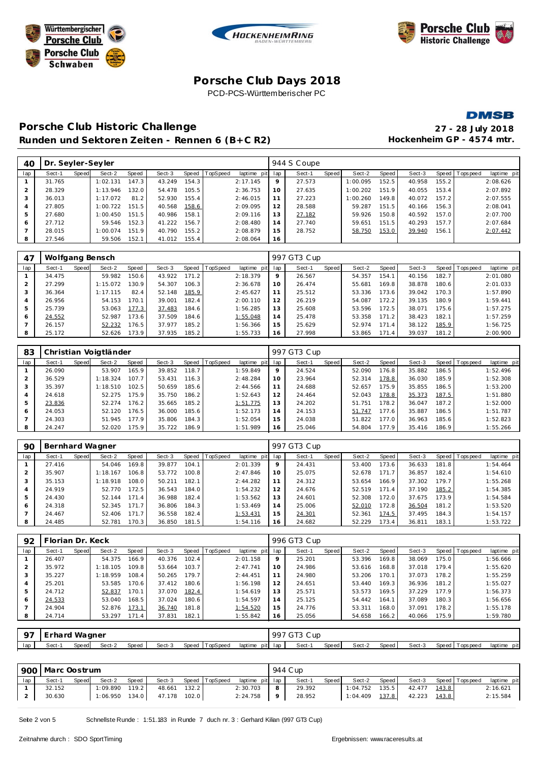Württembergischer Porsche Club | HOCKENHEIMRING BADEN-WÜRTTEMBERG | Porsche Club Historic Challenge

Porsche Club Schwaben

# Porsche Club Days 2018

PCD-PCS-Württemberischer PC

DMSB

## Porsche Club Historic Challenge

**27 - 28 July 2018**

### Runden und Sektoren Zeiten - Rennen 6 (B+C R2)

**Hockenheim GP - 4574 mtr.**

| 40 | Dr. Seyler-Seyler | | | | | | | | 944 S Coupe | | | | | | | | |
|---|---|---|---|---|---|---|---|---|---|---|---|---|---|---|---|---|---|
| lap | Sect-1 | Speed | Sect-2 | Speed | Sect-3 | Speed | TopSpeed | laptime pit | lap | Sect-1 | Speed | Sect-2 | Speed | Sect-3 | Speed | Topspeed | laptime pit |
| 1 | 31.765 | | 1:02.131 | 147.3 | 43.249 | 154.3 | | 2:17.145 | 9 | 27.573 | | 1:00.095 | 152.5 | 40.958 | 155.2 | | 2:08.626 |
| 2 | 28.329 | | 1:13.946 | 132.0 | 54.478 | 105.5 | | 2:36.753 | 10 | 27.635 | | 1:00.202 | 151.9 | 40.055 | 153.4 | | 2:07.892 |
| 3 | 36.013 | | 1:17.072 | 81.2 | 52.930 | 155.4 | | 2:46.015 | 11 | 27.223 | | 1:00.260 | 149.8 | 40.072 | 157.2 | | 2:07.555 |
| 4 | 27.805 | | 1:00.722 | 151.5 | 40.568 | 158.6 | | 2:09.095 | 12 | 28.588 | | 59.287 | 151.5 | 40.166 | 156.3 | | 2:08.041 |
| 5 | 27.680 | | 1:00.450 | 151.5 | 40.986 | 158.1 | | 2:09.116 | 13 | 27.182 | | 59.926 | 150.8 | 40.592 | 157.0 | | 2:07.700 |
| 6 | 27.712 | | 59.546 | 152.3 | 41.222 | 156.7 | | 2:08.480 | 14 | 27.740 | | 59.651 | 151.5 | 40.293 | 157.7 | | 2:07.684 |
| 7 | 28.015 | | 1:00.074 | 151.9 | 40.790 | 155.2 | | 2:08.879 | 15 | 28.752 | | 58.750 | 153.0 | 39.940 | 156.1 | | 2:07.442 |
| 8 | 27.546 | | 59.506 | 152.1 | 41.012 | 155.4 | | 2:08.064 | 16 | | | | | | | | |

| 47 | Wolfgang Bensch | | | | | | | | 997 GT3 Cup | | | | | | | | |
|---|---|---|---|---|---|---|---|---|---|---|---|---|---|---|---|---|---|
| lap | Sect-1 | Speed | Sect-2 | Speed | Sect-3 | Speed | TopSpeed | laptime pit | lap | Sect-1 | Speed | Sect-2 | Speed | Sect-3 | Speed | Topspeed | laptime pit |
| 1 | 34.475 | | 59.982 | 150.6 | 43.922 | 171.2 | | 2:18.379 | 9 | 26.567 | | 54.357 | 154.1 | 40.156 | 182.7 | | 2:01.080 |
| 2 | 27.299 | | 1:15.072 | 130.9 | 54.307 | 106.3 | | 2:36.678 | 10 | 26.474 | | 55.681 | 169.8 | 38.878 | 180.6 | | 2:01.033 |
| 3 | 36.364 | | 1:17.115 | 82.4 | 52.148 | 185.9 | | 2:45.627 | 11 | 25.512 | | 53.336 | 173.6 | 39.042 | 170.3 | | 1:57.890 |
| 4 | 26.956 | | 54.153 | 170.1 | 39.001 | 182.4 | | 2:00.110 | 12 | 26.219 | | 54.087 | 172.2 | 39.135 | 180.9 | | 1:59.441 |
| 5 | 25.739 | | 53.063 | 177.3 | 37.483 | 184.6 | | 1:56.285 | 13 | 25.608 | | 53.596 | 172.5 | 38.071 | 175.6 | | 1:57.275 |
| 6 | 24.552 | | 52.987 | 173.6 | 37.509 | 184.6 | | 1:55.048 | 14 | 25.478 | | 53.358 | 171.2 | 38.423 | 182.1 | | 1:57.259 |
| 7 | 26.157 | | 52.232 | 176.5 | 37.977 | 185.2 | | 1:56.366 | 15 | 25.629 | | 52.974 | 171.4 | 38.122 | 185.9 | | 1:56.725 |
| 8 | 25.172 | | 52.626 | 173.9 | 37.935 | 185.2 | | 1:55.733 | 16 | 27.998 | | 53.865 | 171.4 | 39.037 | 181.2 | | 2:00.900 |

| 83 | Christian Voigtländer | | | | | | | | 997 GT3 Cup | | | | | | | | |
|---|---|---|---|---|---|---|---|---|---|---|---|---|---|---|---|---|---|
| lap | Sect-1 | Speed | Sect-2 | Speed | Sect-3 | Speed | TopSpeed | laptime pit | lap | Sect-1 | Speed | Sect-2 | Speed | Sect-3 | Speed | Topspeed | laptime pit |
| 1 | 26.090 | | 53.907 | 165.9 | 39.852 | 118.7 | | 1:59.849 | 9 | 24.524 | | 52.090 | 176.8 | 35.882 | 186.5 | | 1:52.496 |
| 2 | 36.529 | | 1:18.324 | 107.7 | 53.431 | 116.3 | | 2:48.284 | 10 | 23.964 | | 52.314 | 178.8 | 36.030 | 185.9 | | 1:52.308 |
| 3 | 35.397 | | 1:18.510 | 102.5 | 50.659 | 185.6 | | 2:44.566 | 11 | 24.688 | | 52.657 | 175.9 | 35.855 | 186.5 | | 1:53.200 |
| 4 | 24.618 | | 52.275 | 175.9 | 35.750 | 186.2 | | 1:52.643 | 12 | 24.464 | | 52.043 | 178.8 | 35.373 | 187.5 | | 1:51.880 |
| 5 | 23.836 | | 52.274 | 176.2 | 35.665 | 185.2 | | 1:51.775 | 13 | 24.202 | | 51.751 | 178.2 | 36.047 | 187.2 | | 1:52.000 |
| 6 | 24.053 | | 52.120 | 176.5 | 36.000 | 185.6 | | 1:52.173 | 14 | 24.153 | | 51.747 | 177.6 | 35.887 | 186.5 | | 1:51.787 |
| 7 | 24.303 | | 51.945 | 177.9 | 35.806 | 184.3 | | 1:52.054 | 15 | 24.038 | | 51.822 | 177.0 | 36.963 | 185.6 | | 1:52.823 |
| 8 | 24.247 | | 52.020 | 175.9 | 35.722 | 186.9 | | 1:51.989 | 16 | 25.046 | | 54.804 | 177.9 | 35.416 | 186.9 | | 1:55.266 |

| 90 | Bernhard Wagner | | | | | | | | 997 GT3 Cup | | | | | | | | |
|---|---|---|---|---|---|---|---|---|---|---|---|---|---|---|---|---|---|
| lap | Sect-1 | Speed | Sect-2 | Speed | Sect-3 | Speed | TopSpeed | laptime pit | lap | Sect-1 | Speed | Sect-2 | Speed | Sect-3 | Speed | Topspeed | laptime pit |
| 1 | 27.416 | | 54.046 | 169.8 | 39.877 | 104.1 | | 2:01.339 | 9 | 24.431 | | 53.400 | 173.6 | 36.633 | 181.8 | | 1:54.464 |
| 2 | 35.907 | | 1:18.167 | 106.8 | 53.772 | 100.8 | | 2:47.846 | 10 | 25.075 | | 52.678 | 171.7 | 36.857 | 182.4 | | 1:54.610 |
| 3 | 35.153 | | 1:18.918 | 108.0 | 50.211 | 182.1 | | 2:44.282 | 11 | 24.312 | | 53.654 | 166.9 | 37.302 | 179.7 | | 1:55.268 |
| 4 | 24.919 | | 52.770 | 172.5 | 36.543 | 184.0 | | 1:54.232 | 12 | 24.676 | | 52.519 | 171.4 | 37.190 | 185.2 | | 1:54.385 |
| 5 | 24.430 | | 52.144 | 171.4 | 36.988 | 182.4 | | 1:53.562 | 13 | 24.601 | | 52.308 | 172.0 | 37.675 | 173.9 | | 1:54.584 |
| 6 | 24.318 | | 52.345 | 171.7 | 36.806 | 184.3 | | 1:53.469 | 14 | 25.006 | | 52.010 | 172.8 | 36.504 | 181.2 | | 1:53.520 |
| 7 | 24.467 | | 52.406 | 171.7 | 36.558 | 182.4 | | 1:53.431 | 15 | 24.301 | | 52.361 | 174.5 | 37.495 | 184.3 | | 1:54.157 |
| 8 | 24.485 | | 52.781 | 170.3 | 36.850 | 181.5 | | 1:54.116 | 16 | 24.682 | | 52.229 | 173.4 | 36.811 | 183.1 | | 1:53.722 |

| 92 | Florian Dr. Keck | | | | | | | | 996 GT3 Cup | | | | | | | | |
|---|---|---|---|---|---|---|---|---|---|---|---|---|---|---|---|---|---|
| lap | Sect-1 | Speed | Sect-2 | Speed | Sect-3 | Speed | TopSpeed | laptime pit | lap | Sect-1 | Speed | Sect-2 | Speed | Sect-3 | Speed | Topspeed | laptime pit |
| 1 | 26.407 | | 54.375 | 166.9 | 40.376 | 102.4 | | 2:01.158 | 9 | 25.201 | | 53.396 | 169.8 | 38.069 | 175.0 | | 1:56.666 |
| 2 | 35.972 | | 1:18.105 | 109.8 | 53.664 | 103.7 | | 2:47.741 | 10 | 24.986 | | 53.616 | 168.8 | 37.018 | 179.4 | | 1:55.620 |
| 3 | 35.227 | | 1:18.959 | 108.4 | 50.265 | 179.7 | | 2:44.451 | 11 | 24.980 | | 53.206 | 170.1 | 37.073 | 178.2 | | 1:55.259 |
| 4 | 25.201 | | 53.585 | 170.6 | 37.412 | 180.6 | | 1:56.198 | 12 | 24.651 | | 53.440 | 169.3 | 36.936 | 181.2 | | 1:55.027 |
| 5 | 24.712 | | 52.837 | 170.1 | 37.070 | 182.4 | | 1:54.619 | 13 | 25.571 | | 53.573 | 169.5 | 37.229 | 177.9 | | 1:56.373 |
| 6 | 24.533 | | 53.040 | 168.5 | 37.024 | 180.6 | | 1:54.597 | 14 | 25.125 | | 54.442 | 164.1 | 37.089 | 180.3 | | 1:56.656 |
| 7 | 24.904 | | 52.876 | 173.1 | 36.740 | 181.8 | | 1:54.520 | 15 | 24.776 | | 53.311 | 168.0 | 37.091 | 178.2 | | 1:55.178 |
| 8 | 24.714 | | 53.297 | 171.4 | 37.831 | 182.1 | | 1:55.842 | 16 | 25.056 | | 54.658 | 166.2 | 40.066 | 175.9 | | 1:59.780 |

| 97 | Erhard Wagner | | | | | | | | 997 GT3 Cup | | | | | | | | |
|---|---|---|---|---|---|---|---|---|---|---|---|---|---|---|---|---|---|
| lap | Sect-1 | Speed | Sect-2 | Speed | Sect-3 | Speed | TopSpeed | laptime pit | lap | Sect-1 | Speed | Sect-2 | Speed | Sect-3 | Speed | Topspeed | laptime pit |

| 900 | Marc Oostrum | | | | | | | | 944 Cup | | | | | | | | |
|---|---|---|---|---|---|---|---|---|---|---|---|---|---|---|---|---|---|
| lap | Sect-1 | Speed | Sect-2 | Speed | Sect-3 | Speed | TopSpeed | laptime pit | lap | Sect-1 | Speed | Sect-2 | Speed | Sect-3 | Speed | Topspeed | laptime pit |
| 1 | 32.152 | | 1:09.890 | 119.2 | 48.661 | 132.2 | | 2:30.703 | 8 | 29.392 | | 1:04.752 | 135.5 | 42.477 | 143.8 | | 2:16.621 |
| 2 | 30.630 | | 1:06.950 | 134.0 | 47.178 | 102.0 | | 2:24.758 | 9 | 28.952 | | 1:04.409 | 137.8 | 42.223 | 143.8 | | 2:15.584 |

Schnellste Runde : 1:51.183 in Runde 7 duch nr. 3 : Gerhard Kilian (997 GT3 Cup)

Zeitnahme durch : SDO SportTiming

Ergebnissen: www.raceresults.at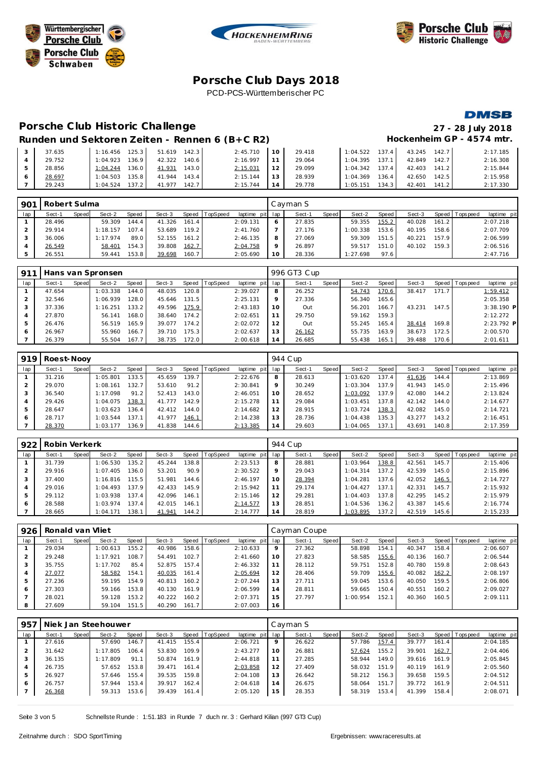Württembergischer Porsche Club

Porsche Club Schwaben

HOCKENHEIMRING BADEN-WÜRTTEMBERG

Porsche Club Historic Challenge

# Porsche Club Days 2018

PCD-PCS-Württemberischer PC

DMSB

## Porsche Club Historic Challenge

**27 - 28 July 2018**

### Runden und Sektoren Zeiten - Rennen 6 (B+C R2)

**Hockenheim GP - 4574 mtr.**

| lap | Sect-1 | Speed | Sect-2 | Speed | Sect-3 | Speed | TopSpeed | laptime pit | lap | Sect-1 | Speed | Sect-2 | Speed | Sect-3 | Speed | Topspeed | laptime pit |
|---|---|---|---|---|---|---|---|---|---|---|---|---|---|---|---|---|---|
| 3 | 37.635 | | 1:16.456 | 125.3 | 51.619 | 142.3 | | 2:45.710 | 10 | 29.418 | | 1:04.522 | 137.4 | 43.245 | 142.7 | | 2:17.185 |
| 4 | 29.752 | | 1:04.923 | 136.9 | 42.322 | 140.6 | | 2:16.997 | 11 | 29.064 | | 1:04.395 | 137.1 | 42.849 | 142.7 | | 2:16.308 |
| 5 | 28.856 | | 1:04.244 | 136.0 | 41.931 | 143.0 | | 2:15.031 | 12 | 29.099 | | 1:04.342 | 137.4 | 42.403 | 141.2 | | 2:15.844 |
| 6 | 28.697 | | 1:04.503 | 135.8 | 41.944 | 143.4 | | 2:15.144 | 13 | 28.939 | | 1:04.369 | 136.4 | 42.650 | 142.5 | | 2:15.958 |
| 7 | 29.243 | | 1:04.524 | 137.2 | 41.977 | 142.7 | | 2:15.744 | 14 | 29.778 | | 1:05.151 | 134.3 | 42.401 | 141.2 | | 2:17.330 |

**901 Robert Sulma** — Cayman S

| lap | Sect-1 | Speed | Sect-2 | Speed | Sect-3 | Speed | TopSpeed | laptime pit | lap | Sect-1 | Speed | Sect-2 | Speed | Sect-3 | Speed | Topspeed | laptime pit |
|---|---|---|---|---|---|---|---|---|---|---|---|---|---|---|---|---|---|
| 1 | 28.496 | | 59.309 | 144.4 | 41.326 | 161.4 | | 2:09.131 | 6 | 27.835 | | 59.355 | 155.2 | 40.028 | 161.2 | | 2:07.218 |
| 2 | 29.914 | | 1:18.157 | 107.4 | 53.689 | 119.2 | | 2:41.760 | 7 | 27.176 | | 1:00.338 | 153.6 | 40.195 | 158.6 | | 2:07.709 |
| 3 | 36.006 | | 1:17.974 | 89.0 | 52.155 | 161.2 | | 2:46.135 | 8 | 27.069 | | 59.309 | 151.5 | 40.221 | 157.9 | | 2:06.599 |
| 4 | 26.549 | | 58.401 | 154.3 | 39.808 | 162.7 | | 2:04.758 | 9 | 26.897 | | 59.517 | 151.0 | 40.102 | 159.3 | | 2:06.516 |
| 5 | 26.551 | | 59.441 | 153.8 | 39.698 | 160.7 | | 2:05.690 | 10 | 28.336 | | 1:27.698 | 97.6 | | | | 2:47.716 |

**911 Hans van Spronsen** — 996 GT3 Cup

| lap | Sect-1 | Speed | Sect-2 | Speed | Sect-3 | Speed | TopSpeed | laptime pit | lap | Sect-1 | Speed | Sect-2 | Speed | Sect-3 | Speed | Topspeed | laptime pit |
|---|---|---|---|---|---|---|---|---|---|---|---|---|---|---|---|---|---|
| 1 | 47.654 | | 1:03.338 | 144.0 | 48.035 | 120.8 | | 2:39.027 | 8 | 26.252 | | 54.743 | 170.6 | 38.417 | 171.7 | | 1:59.412 |
| 2 | 32.546 | | 1:06.939 | 128.0 | 45.646 | 131.5 | | 2:25.131 | 9 | 27.336 | | 56.340 | 165.6 | | | | 2:05.358 |
| 3 | 37.336 | | 1:16.251 | 133.2 | 49.596 | 175.9 | | 2:43.183 | 10 | Out | | 56.201 | 166.7 | 43.231 | 147.5 | | 3:38.190 P |
| 4 | 27.870 | | 56.141 | 168.0 | 38.640 | 174.2 | | 2:02.651 | 11 | 29.750 | | 59.162 | 159.3 | | | | 2:12.272 |
| 5 | 26.476 | | 56.519 | 165.9 | 39.077 | 174.2 | | 2:02.072 | 12 | Out | | 55.245 | 165.4 | 38.414 | 169.8 | | 2:23.792 P |
| 6 | 26.967 | | 55.960 | 166.7 | 39.710 | 175.3 | | 2:02.637 | 13 | 26.162 | | 55.735 | 163.9 | 38.673 | 172.5 | | 2:00.570 |
| 7 | 26.379 | | 55.504 | 167.7 | 38.735 | 172.0 | | 2:00.618 | 14 | 26.685 | | 55.438 | 165.1 | 39.488 | 170.6 | | 2:01.611 |

**919 Roest-Nooy** — 944 Cup

| lap | Sect-1 | Speed | Sect-2 | Speed | Sect-3 | Speed | TopSpeed | laptime pit | lap | Sect-1 | Speed | Sect-2 | Speed | Sect-3 | Speed | Topspeed | laptime pit |
|---|---|---|---|---|---|---|---|---|---|---|---|---|---|---|---|---|---|
| 1 | 31.216 | | 1:05.801 | 133.5 | 45.659 | 139.7 | | 2:22.676 | 8 | 28.613 | | 1:03.620 | 137.4 | 41.636 | 144.4 | | 2:13.869 |
| 2 | 29.070 | | 1:08.161 | 132.7 | 53.610 | 91.2 | | 2:30.841 | 9 | 30.249 | | 1:03.304 | 137.9 | 41.943 | 145.0 | | 2:15.496 |
| 3 | 36.540 | | 1:17.098 | 91.2 | 52.413 | 143.0 | | 2:46.051 | 10 | 28.652 | | 1:03.092 | 137.9 | 42.080 | 144.2 | | 2:13.824 |
| 4 | 29.426 | | 1:04.075 | 138.3 | 41.777 | 142.9 | | 2:15.278 | 11 | 29.084 | | 1:03.451 | 137.8 | 42.142 | 144.0 | | 2:14.677 |
| 5 | 28.647 | | 1:03.623 | 136.4 | 42.412 | 144.0 | | 2:14.682 | 12 | 28.915 | | 1:03.724 | 138.3 | 42.082 | 145.0 | | 2:14.721 |
| 6 | 28.717 | | 1:03.544 | 137.1 | 41.977 | 146.1 | | 2:14.238 | 13 | 28.736 | | 1:04.438 | 135.3 | 43.277 | 143.2 | | 2:16.451 |
| 7 | 28.370 | | 1:03.177 | 136.9 | 41.838 | 144.6 | | 2:13.385 | 14 | 29.603 | | 1:04.065 | 137.1 | 43.691 | 140.8 | | 2:17.359 |

**922 Robin Verkerk** — 944 Cup

| lap | Sect-1 | Speed | Sect-2 | Speed | Sect-3 | Speed | TopSpeed | laptime pit | lap | Sect-1 | Speed | Sect-2 | Speed | Sect-3 | Speed | Topspeed | laptime pit |
|---|---|---|---|---|---|---|---|---|---|---|---|---|---|---|---|---|---|
| 1 | 31.739 | | 1:06.530 | 135.2 | 45.244 | 138.8 | | 2:23.513 | 8 | 28.881 | | 1:03.964 | 138.8 | 42.561 | 145.7 | | 2:15.406 |
| 2 | 29.916 | | 1:07.405 | 136.0 | 53.201 | 90.9 | | 2:30.522 | 9 | 29.043 | | 1:04.314 | 137.2 | 42.539 | 145.0 | | 2:15.896 |
| 3 | 37.400 | | 1:16.816 | 115.5 | 51.981 | 144.6 | | 2:46.197 | 10 | 28.394 | | 1:04.281 | 137.6 | 42.052 | 146.5 | | 2:14.727 |
| 4 | 29.016 | | 1:04.493 | 137.9 | 42.433 | 145.9 | | 2:15.942 | 11 | 29.174 | | 1:04.427 | 137.1 | 42.331 | 145.7 | | 2:15.932 |
| 5 | 29.112 | | 1:03.938 | 137.4 | 42.096 | 146.1 | | 2:15.146 | 12 | 29.281 | | 1:04.403 | 137.8 | 42.295 | 145.2 | | 2:15.979 |
| 6 | 28.588 | | 1:03.974 | 137.4 | 42.015 | 146.1 | | 2:14.577 | 13 | 28.851 | | 1:04.536 | 136.2 | 43.387 | 145.6 | | 2:16.774 |
| 7 | 28.665 | | 1:04.171 | 138.1 | 41.941 | 144.2 | | 2:14.777 | 14 | 28.819 | | 1:03.895 | 137.2 | 42.519 | 145.6 | | 2:15.233 |

**926 Ronald van Vliet** — Cayman Coupe

| lap | Sect-1 | Speed | Sect-2 | Speed | Sect-3 | Speed | TopSpeed | laptime pit | lap | Sect-1 | Speed | Sect-2 | Speed | Sect-3 | Speed | Topspeed | laptime pit |
|---|---|---|---|---|---|---|---|---|---|---|---|---|---|---|---|---|---|
| 1 | 29.034 | | 1:00.613 | 155.2 | 40.986 | 158.6 | | 2:10.633 | 9 | 27.362 | | 58.898 | 154.1 | 40.347 | 158.4 | | 2:06.607 |
| 2 | 29.248 | | 1:17.921 | 108.7 | 54.491 | 102.7 | | 2:41.660 | 10 | 27.823 | | 58.585 | 155.6 | 40.136 | 160.7 | | 2:06.544 |
| 3 | 35.755 | | 1:17.702 | 85.4 | 52.875 | 157.4 | | 2:46.332 | 11 | 28.112 | | 59.751 | 152.8 | 40.780 | 159.8 | | 2:08.643 |
| 4 | 27.077 | | 58.582 | 154.1 | 40.035 | 161.4 | | 2:05.694 | 12 | 28.406 | | 59.709 | 155.6 | 40.082 | 162.2 | | 2:08.197 |
| 5 | 27.236 | | 59.195 | 154.9 | 40.813 | 160.2 | | 2:07.244 | 13 | 27.711 | | 59.045 | 153.6 | 40.050 | 159.5 | | 2:06.806 |
| 6 | 27.303 | | 59.166 | 153.8 | 40.130 | 161.9 | | 2:06.599 | 14 | 28.811 | | 59.665 | 150.4 | 40.551 | 160.2 | | 2:09.027 |
| 7 | 28.021 | | 59.128 | 153.2 | 40.222 | 160.2 | | 2:07.371 | 15 | 27.797 | | 1:00.954 | 152.1 | 40.360 | 160.5 | | 2:09.111 |
| 8 | 27.609 | | 59.104 | 151.5 | 40.290 | 161.7 | | 2:07.003 | 16 | | | | | | | | |

**957 Niek Jan Steehouwer** — Cayman S

| lap | Sect-1 | Speed | Sect-2 | Speed | Sect-3 | Speed | TopSpeed | laptime pit | lap | Sect-1 | Speed | Sect-2 | Speed | Sect-3 | Speed | Topspeed | laptime pit |
|---|---|---|---|---|---|---|---|---|---|---|---|---|---|---|---|---|---|
| 1 | 27.616 | | 57.690 | 146.7 | 41.415 | 155.4 | | 2:06.721 | 9 | 26.622 | | 57.786 | 157.4 | 39.777 | 161.4 | | 2:04.185 |
| 2 | 31.642 | | 1:17.805 | 106.4 | 53.830 | 109.9 | | 2:43.277 | 10 | 26.881 | | 57.624 | 155.2 | 39.901 | 162.7 | | 2:04.406 |
| 3 | 36.135 | | 1:17.809 | 91.1 | 50.874 | 161.9 | | 2:44.818 | 11 | 27.285 | | 58.944 | 149.0 | 39.616 | 161.9 | | 2:05.845 |
| 4 | 26.735 | | 57.652 | 153.8 | 39.471 | 161.4 | | 2:03.858 | 12 | 27.409 | | 58.032 | 151.9 | 40.119 | 161.9 | | 2:05.560 |
| 5 | 26.927 | | 57.646 | 155.4 | 39.535 | 159.8 | | 2:04.108 | 13 | 26.642 | | 58.212 | 156.3 | 39.658 | 159.5 | | 2:04.512 |
| 6 | 26.757 | | 57.944 | 153.4 | 39.917 | 162.4 | | 2:04.618 | 14 | 26.675 | | 58.064 | 151.7 | 39.772 | 161.9 | | 2:04.511 |
| 7 | 26.368 | | 59.313 | 153.6 | 39.439 | 161.4 | | 2:05.120 | 15 | 28.353 | | 58.319 | 153.4 | 41.399 | 158.4 | | 2:08.071 |

Schnellste Runde : 1:51.183 in Runde 7 duch nr. 3 : Gerhard Kilian (997 GT3 Cup)

Zeitnahme durch : SDO SportTiming

Ergebnissen: www.raceresults.at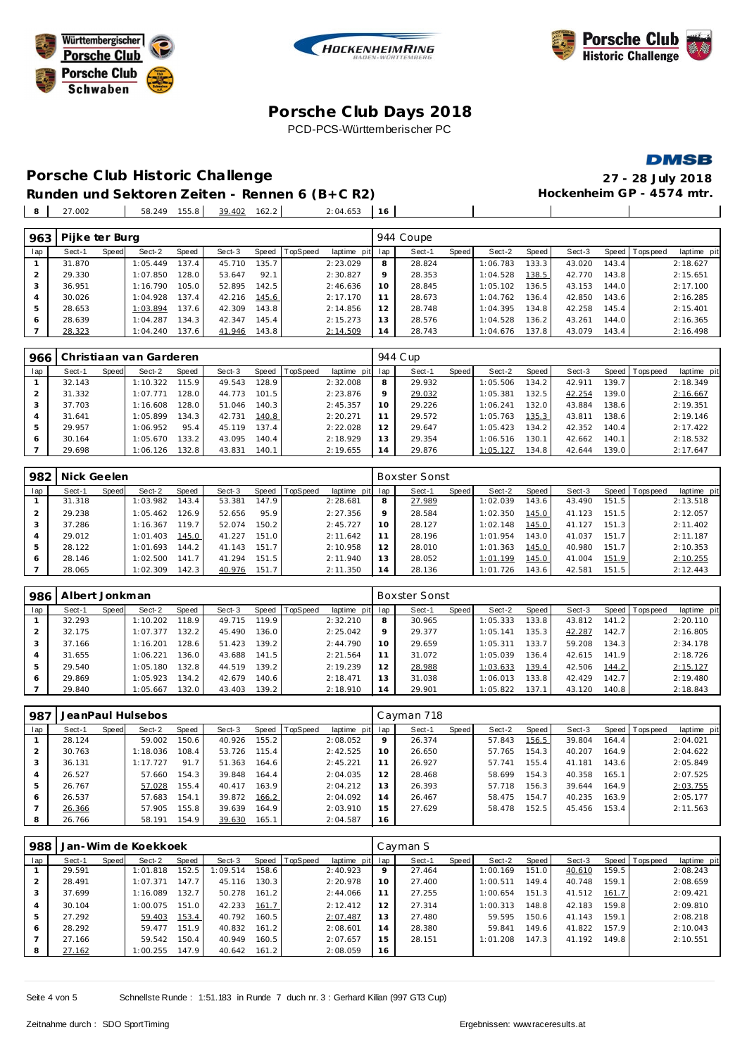# Porsche Club Days 2018

PCD-PCS-Württemberischer PC

## Porsche Club Historic Challenge

**27 - 28 July 2018**

**Runden und Sektoren Zeiten - Rennen 6 (B+C R2)**

**Hockenheim GP - 4574 mtr.**

| 8 | 27.002 | | 58.249 | 155.8 | 39.402 | 162.2 | | 2:04.653 | 16 | | | | | | | | |
|---|---|---|---|---|---|---|---|---|---|---|---|---|---|---|---|---|---|

| 963 | Pijke ter Burg | | | | | | | | 944 Coupe | | | | | | | | |
|---|---|---|---|---|---|---|---|---|---|---|---|---|---|---|---|---|---|
| lap | Sect-1 | Speed | Sect-2 | Speed | Sect-3 | Speed | TopSpeed | laptime pit | lap | Sect-1 | Speed | Sect-2 | Speed | Sect-3 | Speed | Topspeed | laptime pit |
| 1 | 31.870 | | 1:05.449 | 137.4 | 45.710 | 135.7 | | 2:23.029 | 8 | 28.824 | | 1:06.783 | 133.3 | 43.020 | 143.4 | | 2:18.627 |
| 2 | 29.330 | | 1:07.850 | 128.0 | 53.647 | 92.1 | | 2:30.827 | 9 | 28.353 | | 1:04.528 | 138.5 | 42.770 | 143.8 | | 2:15.651 |
| 3 | 36.951 | | 1:16.790 | 105.0 | 52.895 | 142.5 | | 2:46.636 | 10 | 28.845 | | 1:05.102 | 136.5 | 43.153 | 144.0 | | 2:17.100 |
| 4 | 30.026 | | 1:04.928 | 137.4 | 42.216 | 145.6 | | 2:17.170 | 11 | 28.673 | | 1:04.762 | 136.4 | 42.850 | 143.6 | | 2:16.285 |
| 5 | 28.653 | | 1:03.894 | 137.6 | 42.309 | 143.8 | | 2:14.856 | 12 | 28.748 | | 1:04.395 | 134.8 | 42.258 | 145.4 | | 2:15.401 |
| 6 | 28.639 | | 1:04.287 | 134.3 | 42.347 | 145.4 | | 2:15.273 | 13 | 28.576 | | 1:04.528 | 136.2 | 43.261 | 144.0 | | 2:16.365 |
| 7 | 28.323 | | 1:04.240 | 137.6 | 41.946 | 143.8 | | 2:14.509 | 14 | 28.743 | | 1:04.676 | 137.8 | 43.079 | 143.4 | | 2:16.498 |

| 966 | Christiaan van Garderen | | | | | | | | 944 Cup | | | | | | | | |
|---|---|---|---|---|---|---|---|---|---|---|---|---|---|---|---|---|---|
| lap | Sect-1 | Speed | Sect-2 | Speed | Sect-3 | Speed | TopSpeed | laptime pit | lap | Sect-1 | Speed | Sect-2 | Speed | Sect-3 | Speed | Topspeed | laptime pit |
| 1 | 32.143 | | 1:10.322 | 115.9 | 49.543 | 128.9 | | 2:32.008 | 8 | 29.932 | | 1:05.506 | 134.2 | 42.911 | 139.7 | | 2:18.349 |
| 2 | 31.332 | | 1:07.771 | 128.0 | 44.773 | 101.5 | | 2:23.876 | 9 | 29.032 | | 1:05.381 | 132.5 | 42.254 | 139.0 | | 2:16.667 |
| 3 | 37.703 | | 1:16.608 | 128.0 | 51.046 | 140.3 | | 2:45.357 | 10 | 29.226 | | 1:06.241 | 132.0 | 43.884 | 138.6 | | 2:19.351 |
| 4 | 31.641 | | 1:05.899 | 134.3 | 42.731 | 140.8 | | 2:20.271 | 11 | 29.572 | | 1:05.763 | 135.3 | 43.811 | 138.6 | | 2:19.146 |
| 5 | 29.957 | | 1:06.952 | 95.4 | 45.119 | 137.4 | | 2:22.028 | 12 | 29.647 | | 1:05.423 | 134.2 | 42.352 | 140.4 | | 2:17.422 |
| 6 | 30.164 | | 1:05.670 | 133.2 | 43.095 | 140.4 | | 2:18.929 | 13 | 29.354 | | 1:06.516 | 130.1 | 42.662 | 140.1 | | 2:18.532 |
| 7 | 29.698 | | 1:06.126 | 132.8 | 43.831 | 140.1 | | 2:19.655 | 14 | 29.876 | | 1:05.127 | 134.8 | 42.644 | 139.0 | | 2:17.647 |

| 982 | Nick Geelen | | | | | | | | Boxster Sonst | | | | | | | | |
|---|---|---|---|---|---|---|---|---|---|---|---|---|---|---|---|---|---|
| lap | Sect-1 | Speed | Sect-2 | Speed | Sect-3 | Speed | TopSpeed | laptime pit | lap | Sect-1 | Speed | Sect-2 | Speed | Sect-3 | Speed | Topspeed | laptime pit |
| 1 | 31.318 | | 1:03.982 | 143.4 | 53.381 | 147.9 | | 2:28.681 | 8 | 27.989 | | 1:02.039 | 143.6 | 43.490 | 151.5 | | 2:13.518 |
| 2 | 29.238 | | 1:05.462 | 126.9 | 52.656 | 95.9 | | 2:27.356 | 9 | 28.584 | | 1:02.350 | 145.0 | 41.123 | 151.5 | | 2:12.057 |
| 3 | 37.286 | | 1:16.367 | 119.7 | 52.074 | 150.2 | | 2:45.727 | 10 | 28.127 | | 1:02.148 | 145.0 | 41.127 | 151.3 | | 2:11.402 |
| 4 | 29.012 | | 1:01.403 | 145.0 | 41.227 | 151.0 | | 2:11.642 | 11 | 28.196 | | 1:01.954 | 143.0 | 41.037 | 151.7 | | 2:11.187 |
| 5 | 28.122 | | 1:01.693 | 144.2 | 41.143 | 151.7 | | 2:10.958 | 12 | 28.010 | | 1:01.363 | 145.0 | 40.980 | 151.7 | | 2:10.353 |
| 6 | 28.146 | | 1:02.500 | 141.7 | 41.294 | 151.5 | | 2:11.940 | 13 | 28.052 | | 1:01.199 | 145.0 | 41.004 | 151.9 | | 2:10.255 |
| 7 | 28.065 | | 1:02.309 | 142.3 | 40.976 | 151.7 | | 2:11.350 | 14 | 28.136 | | 1:01.726 | 143.6 | 42.581 | 151.5 | | 2:12.443 |

| 986 | Albert Jonkman | | | | | | | | Boxster Sonst | | | | | | | | |
|---|---|---|---|---|---|---|---|---|---|---|---|---|---|---|---|---|---|
| lap | Sect-1 | Speed | Sect-2 | Speed | Sect-3 | Speed | TopSpeed | laptime pit | lap | Sect-1 | Speed | Sect-2 | Speed | Sect-3 | Speed | Topspeed | laptime pit |
| 1 | 32.293 | | 1:10.202 | 118.9 | 49.715 | 119.9 | | 2:32.210 | 8 | 30.965 | | 1:05.333 | 133.8 | 43.812 | 141.2 | | 2:20.110 |
| 2 | 32.175 | | 1:07.377 | 132.2 | 45.490 | 136.0 | | 2:25.042 | 9 | 29.377 | | 1:05.141 | 135.3 | 42.287 | 142.7 | | 2:16.805 |
| 3 | 37.166 | | 1:16.201 | 128.6 | 51.423 | 139.2 | | 2:44.790 | 10 | 29.659 | | 1:05.311 | 133.7 | 59.208 | 134.3 | | 2:34.178 |
| 4 | 31.655 | | 1:06.221 | 136.0 | 43.688 | 141.5 | | 2:21.564 | 11 | 31.072 | | 1:05.039 | 136.4 | 42.615 | 141.9 | | 2:18.726 |
| 5 | 29.540 | | 1:05.180 | 132.8 | 44.519 | 139.2 | | 2:19.239 | 12 | 28.988 | | 1:03.633 | 139.4 | 42.506 | 144.2 | | 2:15.127 |
| 6 | 29.869 | | 1:05.923 | 134.2 | 42.679 | 140.6 | | 2:18.471 | 13 | 31.038 | | 1:06.013 | 133.8 | 42.429 | 142.7 | | 2:19.480 |
| 7 | 29.840 | | 1:05.667 | 132.0 | 43.403 | 139.2 | | 2:18.910 | 14 | 29.901 | | 1:05.822 | 137.1 | 43.120 | 140.8 | | 2:18.843 |

| 987 | JeanPaul Hulsebos | | | | | | | | Cayman 718 | | | | | | | | |
|---|---|---|---|---|---|---|---|---|---|---|---|---|---|---|---|---|---|
| lap | Sect-1 | Speed | Sect-2 | Speed | Sect-3 | Speed | TopSpeed | laptime pit | lap | Sect-1 | Speed | Sect-2 | Speed | Sect-3 | Speed | Topspeed | laptime pit |
| 1 | 28.124 | | 59.002 | 150.6 | 40.926 | 155.2 | | 2:08.052 | 9 | 26.374 | | 57.843 | 156.5 | 39.804 | 164.4 | | 2:04.021 |
| 2 | 30.763 | | 1:18.036 | 108.4 | 53.726 | 115.4 | | 2:42.525 | 10 | 26.650 | | 57.765 | 154.3 | 40.207 | 164.9 | | 2:04.622 |
| 3 | 36.131 | | 1:17.727 | 91.7 | 51.363 | 164.6 | | 2:45.221 | 11 | 26.927 | | 57.741 | 155.4 | 41.181 | 143.6 | | 2:05.849 |
| 4 | 26.527 | | 57.660 | 154.3 | 39.848 | 164.4 | | 2:04.035 | 12 | 28.468 | | 58.699 | 154.3 | 40.358 | 165.1 | | 2:07.525 |
| 5 | 26.767 | | 57.028 | 155.4 | 40.417 | 163.9 | | 2:04.212 | 13 | 26.393 | | 57.718 | 156.3 | 39.644 | 164.9 | | 2:03.755 |
| 6 | 26.537 | | 57.683 | 154.1 | 39.872 | 166.2 | | 2:04.092 | 14 | 26.467 | | 58.475 | 154.7 | 40.235 | 163.9 | | 2:05.177 |
| 7 | 26.366 | | 57.905 | 155.8 | 39.639 | 164.9 | | 2:03.910 | 15 | 27.629 | | 58.478 | 152.5 | 45.456 | 153.4 | | 2:11.563 |
| 8 | 26.766 | | 58.191 | 154.9 | 39.630 | 165.1 | | 2:04.587 | 16 | | | | | | | | |

| 988 | Jan-Wim de Koekkoek | | | | | | | | Cayman S | | | | | | | | |
|---|---|---|---|---|---|---|---|---|---|---|---|---|---|---|---|---|---|
| lap | Sect-1 | Speed | Sect-2 | Speed | Sect-3 | Speed | TopSpeed | laptime pit | lap | Sect-1 | Speed | Sect-2 | Speed | Sect-3 | Speed | Topspeed | laptime pit |
| 1 | 29.591 | | 1:01.818 | 152.5 | 1:09.514 | 158.6 | | 2:40.923 | 9 | 27.464 | | 1:00.169 | 151.0 | 40.610 | 159.5 | | 2:08.243 |
| 2 | 28.491 | | 1:07.371 | 147.7 | 45.116 | 130.3 | | 2:20.978 | 10 | 27.400 | | 1:00.511 | 149.4 | 40.748 | 159.1 | | 2:08.659 |
| 3 | 37.699 | | 1:16.089 | 132.7 | 50.278 | 161.2 | | 2:44.066 | 11 | 27.255 | | 1:00.654 | 151.3 | 41.512 | 161.7 | | 2:09.421 |
| 4 | 30.104 | | 1:00.075 | 151.0 | 42.233 | 161.7 | | 2:12.412 | 12 | 27.314 | | 1:00.313 | 148.8 | 42.183 | 159.8 | | 2:09.810 |
| 5 | 27.292 | | 59.403 | 153.4 | 40.792 | 160.5 | | 2:07.487 | 13 | 27.480 | | 59.595 | 150.6 | 41.143 | 159.1 | | 2:08.218 |
| 6 | 28.292 | | 59.477 | 151.9 | 40.832 | 161.2 | | 2:08.601 | 14 | 28.380 | | 59.841 | 149.6 | 41.822 | 157.9 | | 2:10.043 |
| 7 | 27.166 | | 59.542 | 150.4 | 40.949 | 160.5 | | 2:07.657 | 15 | 28.151 | | 1:01.208 | 147.3 | 41.192 | 149.8 | | 2:10.551 |
| 8 | 27.162 | | 1:00.255 | 147.9 | 40.642 | 161.2 | | 2:08.059 | 16 | | | | | | | | |

Schnellste Runde : 1:51.183 in Runde 7 duch nr. 3 : Gerhard Kilian (997 GT3 Cup)

Zeitnahme durch : SDO SportTiming

Ergebnissen: www.raceresults.at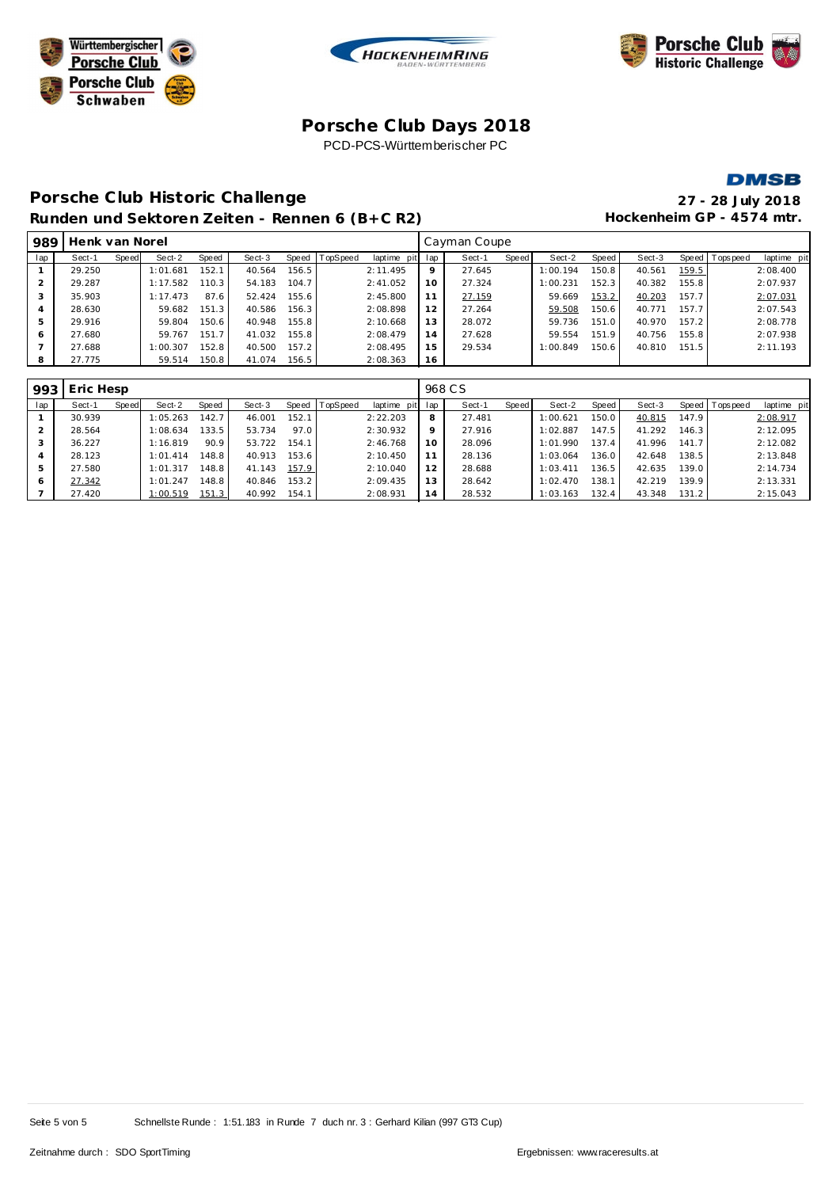# Porsche Club Days 2018

PCD-PCS-Württemberischer PC

DMSB

## Porsche Club Historic Challenge

**Runden und Sektoren Zeiten - Rennen 6 (B+C R2)**

**27 - 28 July 2018**
**Hockenheim GP - 4574 mtr.**

| 989 | Henk van Norel | | | | | | | | | Cayman Coupe | | | | | | | | |
|---|---|---|---|---|---|---|---|---|---|---|---|---|---|---|---|---|---|---|
| lap | Sect-1 | Speed | Sect-2 | Speed | Sect-3 | Speed | TopSpeed | laptime pit | lap | Sect-1 | Speed | Sect-2 | Speed | Sect-3 | Speed | Topspeed | laptime pit |
| 1 | 29.250 | | 1:01.681 | 152.1 | 40.564 | 156.5 | | 2:11.495 | 9 | 27.645 | | 1:00.194 | 150.8 | 40.561 | 159.5 | | 2:08.400 |
| 2 | 29.287 | | 1:17.582 | 110.3 | 54.183 | 104.7 | | 2:41.052 | 10 | 27.324 | | 1:00.231 | 152.3 | 40.382 | 155.8 | | 2:07.937 |
| 3 | 35.903 | | 1:17.473 | 87.6 | 52.424 | 155.6 | | 2:45.800 | 11 | 27.159 | | 59.669 | 153.2 | 40.203 | 157.7 | | 2:07.031 |
| 4 | 28.630 | | 59.682 | 151.3 | 40.586 | 156.3 | | 2:08.898 | 12 | 27.264 | | 59.508 | 150.6 | 40.771 | 157.7 | | 2:07.543 |
| 5 | 29.916 | | 59.804 | 150.6 | 40.948 | 155.8 | | 2:10.668 | 13 | 28.072 | | 59.736 | 151.0 | 40.970 | 157.2 | | 2:08.778 |
| 6 | 27.680 | | 59.767 | 151.7 | 41.032 | 155.8 | | 2:08.479 | 14 | 27.628 | | 59.554 | 151.9 | 40.756 | 155.8 | | 2:07.938 |
| 7 | 27.688 | | 1:00.307 | 152.8 | 40.500 | 157.2 | | 2:08.495 | 15 | 29.534 | | 1:00.849 | 150.6 | 40.810 | 151.5 | | 2:11.193 |
| 8 | 27.775 | | 59.514 | 150.8 | 41.074 | 156.5 | | 2:08.363 | 16 | | | | | | | | |

| 993 | Eric Hesp | | | | | | | | | 968 CS | | | | | | | |
|---|---|---|---|---|---|---|---|---|---|---|---|---|---|---|---|---|---|
| lap | Sect-1 | Speed | Sect-2 | Speed | Sect-3 | Speed | TopSpeed | laptime pit | lap | Sect-1 | Speed | Sect-2 | Speed | Sect-3 | Speed | Topspeed | laptime pit |
| 1 | 30.939 | | 1:05.263 | 142.7 | 46.001 | 152.1 | | 2:22.203 | 8 | 27.481 | | 1:00.621 | 150.0 | 40.815 | 147.9 | | 2:08.917 |
| 2 | 28.564 | | 1:08.634 | 133.5 | 53.734 | 97.0 | | 2:30.932 | 9 | 27.916 | | 1:02.887 | 147.5 | 41.292 | 146.3 | | 2:12.095 |
| 3 | 36.227 | | 1:16.819 | 90.9 | 53.722 | 154.1 | | 2:46.768 | 10 | 28.096 | | 1:01.990 | 137.4 | 41.996 | 141.7 | | 2:12.082 |
| 4 | 28.123 | | 1:01.414 | 148.8 | 40.913 | 153.6 | | 2:10.450 | 11 | 28.136 | | 1:03.064 | 136.0 | 42.648 | 138.5 | | 2:13.848 |
| 5 | 27.580 | | 1:01.317 | 148.8 | 41.143 | 157.9 | | 2:10.040 | 12 | 28.688 | | 1:03.411 | 136.5 | 42.635 | 139.0 | | 2:14.734 |
| 6 | 27.342 | | 1:01.247 | 148.8 | 40.846 | 153.2 | | 2:09.435 | 13 | 28.642 | | 1:02.470 | 138.1 | 42.219 | 139.9 | | 2:13.331 |
| 7 | 27.420 | | 1:00.519 | 151.3 | 40.992 | 154.1 | | 2:08.931 | 14 | 28.532 | | 1:03.163 | 132.4 | 43.348 | 131.2 | | 2:15.043 |

Schnellste Runde : 1:51.183 in Runde 7 duch nr. 3 : Gerhard Kilian (997 GT3 Cup)

Zeitnahme durch : SDO SportTiming

Ergebnissen: www.raceresults.at